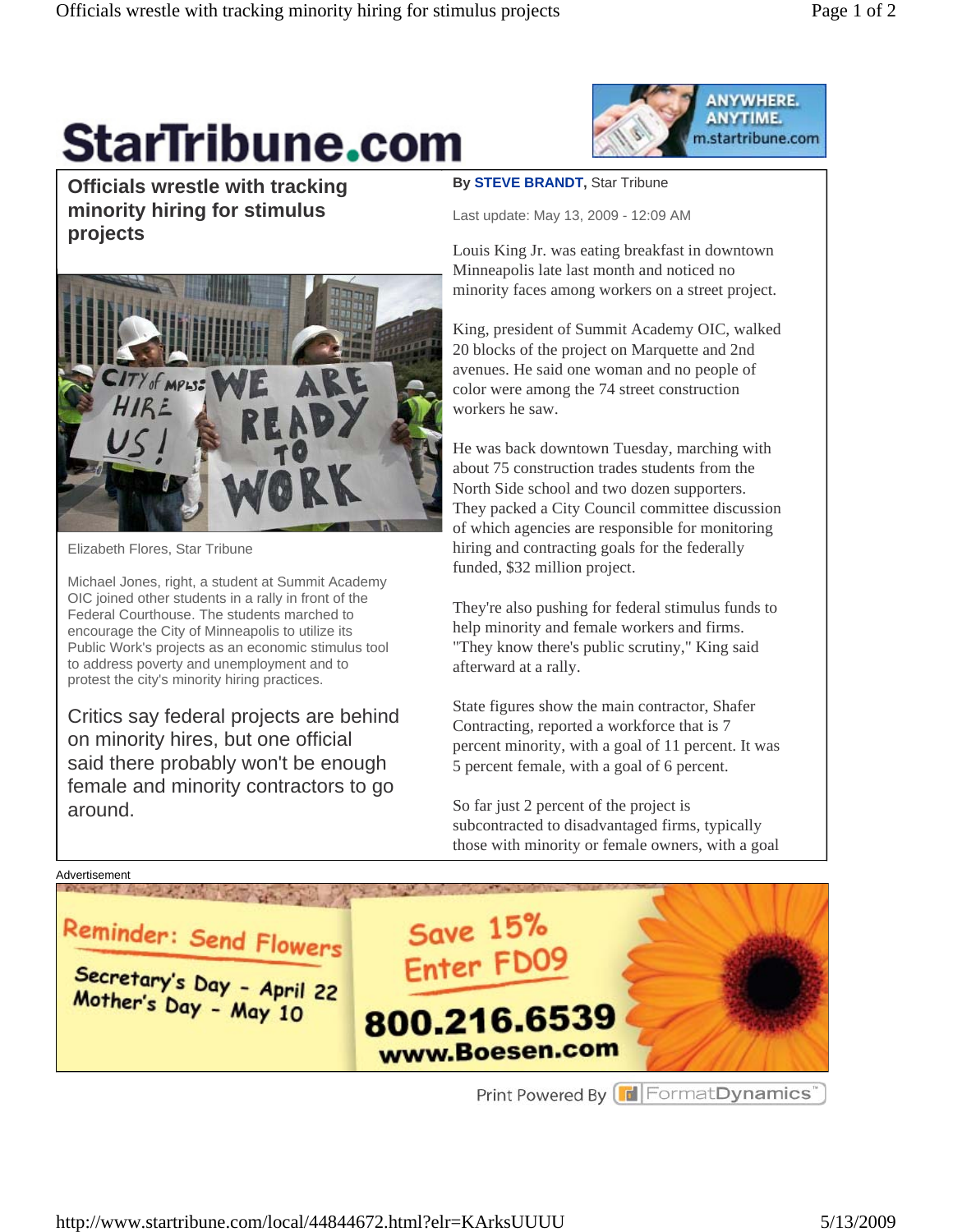# Officials wrestle with tracking minority hiring for stimulus projects

Elizabeth Flores, Star Tribune

Michael Jones, right, a student at Summit Academy OIC joined other students in a rally in front of the Federal Courthouse. The students marched to encourage the City of Minneapolis to utilize its Public Work's projects as an economic stimulus tool to address poverty and unemployment and to protest the city's minority hiring practices.

Critics say federal projects are behind on minority hires, but one official said there probably won't be enough female and minority contractors to go around.

By **STEVE BRANDT**, Star Tribune

Last update: May 13, 2009 - 12:09 AM

Louis King Jr. was eating breakfast in downtown Minneapolis late last month and noticed no minority faces among workers on a street project.

King, president of Summit Academy OIC, walked 20 blocks of the project on Marquette and 2nd avenues. He said one woman and no people of color were among the 74 street construction workers he saw.

He was back downtown Tuesday, marching with about 75 construction trades students from the North Side school and two dozen supporters. They packed a City Council committee discussion of which agencies are responsible for monitoring hiring and contracting goals for the federally funded, $32 million project.

They're also pushing for federal stimulus funds to help minority and female workers and firms. "They know there's public scrutiny," King said afterward at a rally.

State figures show the main contractor, Shafer Contracting, reported a workforce that is 7 percent minority, with a goal of 11 percent. It was 5 percent female, with a goal of 6 percent.

So far just 2 percent of the project is subcontracted to disadvantaged firms, typically those with minority or female owners, with a goal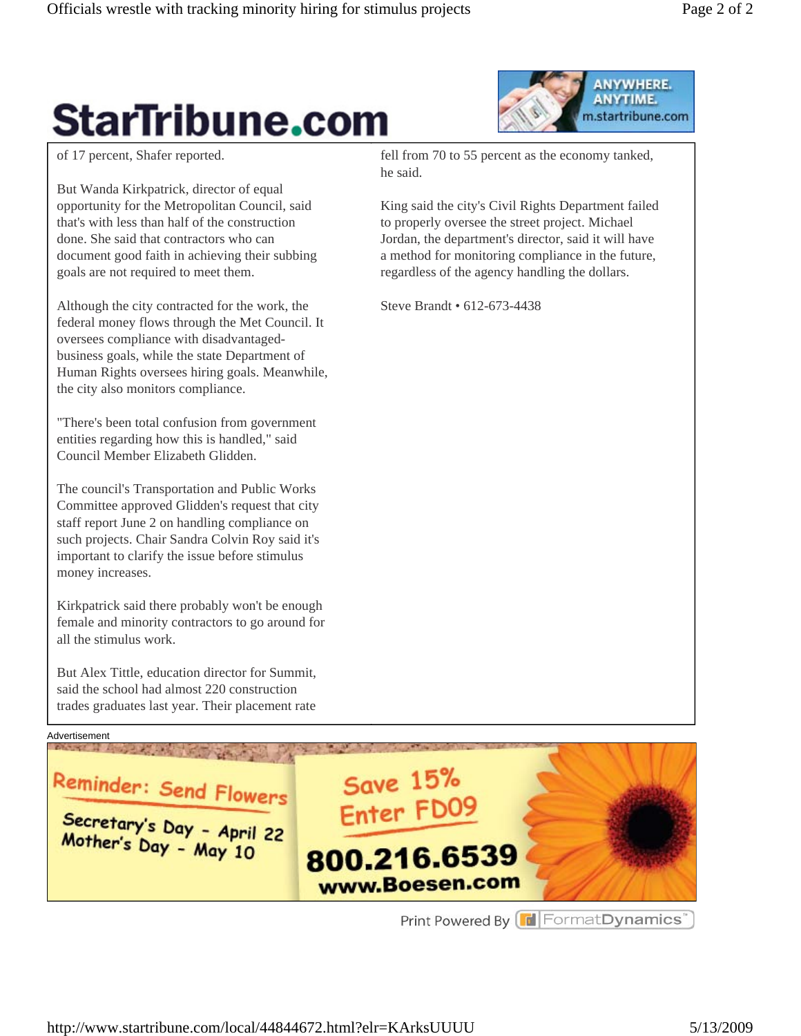of 17 percent, Shafer reported.

But Wanda Kirkpatrick, director of equal opportunity for the Metropolitan Council, said that's with less than half of the construction done. She said that contractors who can document good faith in achieving their subbing goals are not required to meet them.

Although the city contracted for the work, the federal money flows through the Met Council. It oversees compliance with disadvantaged-business goals, while the state Department of Human Rights oversees hiring goals. Meanwhile, the city also monitors compliance.

"There's been total confusion from government entities regarding how this is handled," said Council Member Elizabeth Glidden.

The council's Transportation and Public Works Committee approved Glidden's request that city staff report June 2 on handling compliance on such projects. Chair Sandra Colvin Roy said it's important to clarify the issue before stimulus money increases.

Kirkpatrick said there probably won't be enough female and minority contractors to go around for all the stimulus work.

But Alex Tittle, education director for Summit, said the school had almost 220 construction trades graduates last year. Their placement rate fell from 70 to 55 percent as the economy tanked, he said.

King said the city's Civil Rights Department failed to properly oversee the street project. Michael Jordan, the department's director, said it will have a method for monitoring compliance in the future, regardless of the agency handling the dollars.

Steve Brandt • 612-673-4438